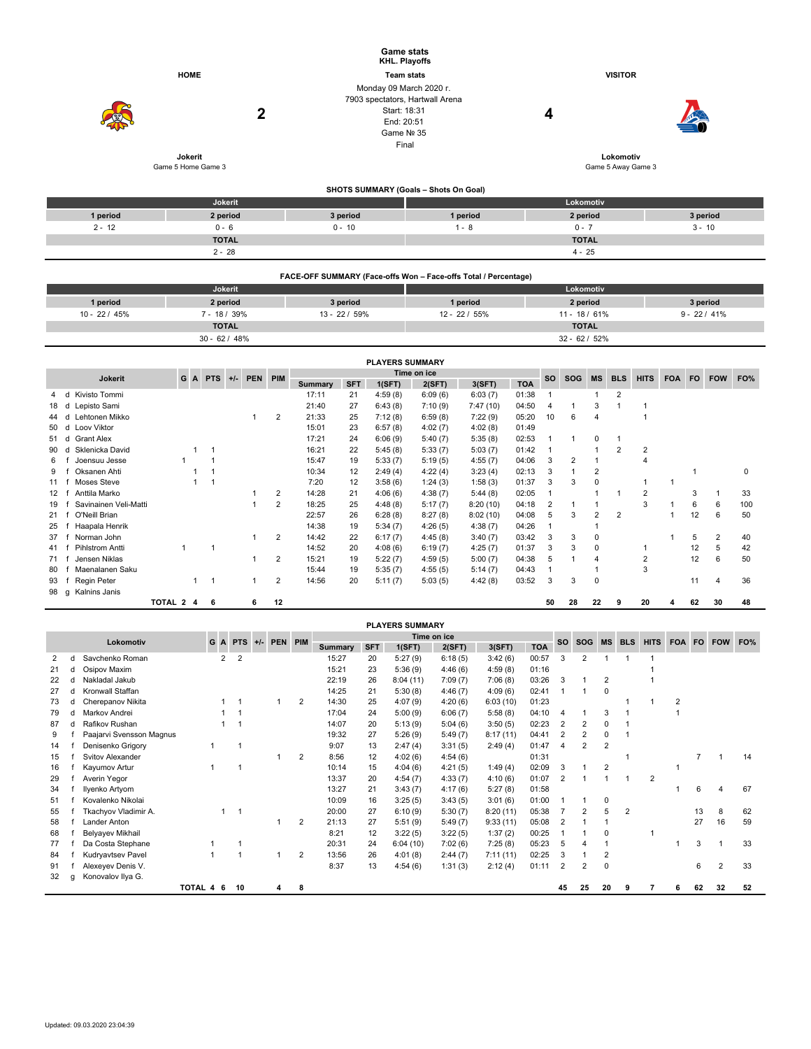# Game stats
## KHL. Playoffs

| HOME | | Team stats | | VISITOR |
|---|---|---|---|---|
| Jokerit | 2 | Monday 09 March 2020 г.<br>7903 spectators, Hartwall Arena<br>Start: 18:31<br>End: 20:51<br>Game № 35<br>Final | 4 | Lokomotiv |
| Game 5 Home Game 3 | | | | Game 5 Away Game 3 |

### SHOTS SUMMARY (Goals – Shots On Goal)

| Jokerit | | | Lokomotiv | | |
|---|---|---|---|---|---|
| 1 period | 2 period | 3 period | 1 period | 2 period | 3 period |
| 2 - 12 | 0 - 6 | 0 - 10 | 1 - 8 | 0 - 7 | 3 - 10 |
| TOTAL | | | TOTAL | | |
| 2 - 28 | | | 4 - 25 | | |

### FACE-OFF SUMMARY (Face-offs Won – Face-offs Total / Percentage)

| Jokerit | | | Lokomotiv | | |
|---|---|---|---|---|---|
| 1 period | 2 period | 3 period | 1 period | 2 period | 3 period |
| 10 - 22 / 45% | 7 - 18 / 39% | 13 - 22 / 59% | 12 - 22 / 55% | 11 - 18 / 61% | 9 - 22 / 41% |
| TOTAL | | | TOTAL | | |
| 30 - 62 / 48% | | | 32 - 62 / 52% | | |

### PLAYERS SUMMARY

| # | | Jokerit | G | A | PTS | +/- | PEN | PIM | Time on ice Summary | SFT | 1(SFT) | 2(SFT) | 3(SFT) | TOA | SO | SOG | MS | BLS | HITS | FOA | FO | FOW | FO% |
|---|---|---|---|---|---|---|---|---|---|---|---|---|---|---|---|---|---|---|---|---|---|---|---|
| 4 | d | Kivisto Tommi | | | | | | | 17:11 | 21 | 4:59 (8) | 6:09 (6) | 6:03 (7) | 01:38 | 1 | | 1 | 2 | | | | | |
| 18 | d | Lepisto Sami | | | | | | | 21:40 | 27 | 6:43 (8) | 7:10 (9) | 7:47 (10) | 04:50 | 4 | 1 | 3 | 1 | 1 | | | | |
| 44 | d | Lehtonen Mikko | | | | | 1 | 2 | 21:33 | 25 | 7:12 (8) | 6:59 (8) | 7:22 (9) | 05:20 | 10 | 6 | 4 | | 1 | | | | |
| 50 | d | Loov Viktor | | | | | | | 15:01 | 23 | 6:57 (8) | 4:02 (7) | 4:02 (8) | 01:49 | | | | | | | | | |
| 51 | d | Grant Alex | | | | | | | 17:21 | 24 | 6:06 (9) | 5:40 (7) | 5:35 (8) | 02:53 | 1 | 1 | 0 | 1 | | | | | |
| 90 | d | Sklenicka David | | 1 | 1 | | | | 16:21 | 22 | 5:45 (8) | 5:33 (7) | 5:03 (7) | 01:42 | 1 | | 1 | 2 | 2 | | | | |
| 6 | f | Joensuu Jesse | 1 | | 1 | | | | 15:47 | 19 | 5:33 (7) | 5:19 (5) | 4:55 (7) | 04:06 | 3 | 2 | 1 | | 4 | | | | |
| 9 | f | Oksanen Ahti | | 1 | 1 | | | | 10:34 | 12 | 2:49 (4) | 4:22 (4) | 3:23 (4) | 02:13 | 3 | 1 | 2 | | | | 1 | | 0 |
| 11 | f | Moses Steve | | 1 | 1 | | | | 7:20 | 12 | 3:58 (6) | 1:24 (3) | 1:58 (3) | 01:37 | 3 | 3 | 0 | | 1 | 1 | | | |
| 12 | f | Anttila Marko | | | | | 1 | 2 | 14:28 | 21 | 4:06 (6) | 4:38 (7) | 5:44 (8) | 02:05 | 1 | | 1 | 1 | 2 | | 3 | 1 | 33 |
| 19 | f | Savinainen Veli-Matti | | | | | 1 | 2 | 18:25 | 25 | 4:48 (8) | 5:17 (7) | 8:20 (10) | 04:18 | 2 | 1 | 1 | | 3 | 1 | 6 | 6 | 100 |
| 21 | f | O'Neill Brian | | | | | | | 22:57 | 26 | 6:28 (8) | 8:27 (8) | 8:02 (10) | 04:08 | 5 | 3 | 2 | 2 | | 1 | 12 | 6 | 50 |
| 25 | f | Haapala Henrik | | | | | | | 14:38 | 19 | 5:34 (7) | 4:26 (5) | 4:38 (7) | 04:26 | 1 | | 1 | | | | | | |
| 37 | f | Norman John | | | | | 1 | 2 | 14:42 | 22 | 6:17 (7) | 4:45 (8) | 3:40 (7) | 03:42 | 3 | 3 | 0 | | | 1 | 5 | 2 | 40 |
| 41 | f | Pihlstrom Antti | 1 | | 1 | | | | 14:52 | 20 | 4:08 (6) | 6:19 (7) | 4:25 (7) | 01:37 | 3 | 3 | 0 | | 1 | | 12 | 5 | 42 |
| 71 | f | Jensen Niklas | | | | | 1 | 2 | 15:21 | 19 | 5:22 (7) | 4:59 (5) | 5:00 (7) | 04:38 | 5 | 1 | 4 | | 2 | | 12 | 6 | 50 |
| 80 | f | Maenalanen Saku | | | | | | | 15:44 | 19 | 5:35 (7) | 4:55 (5) | 5:14 (7) | 04:43 | 1 | | 1 | | 3 | | | | |
| 93 | f | Regin Peter | | 1 | 1 | | 1 | 2 | 14:56 | 20 | 5:11 (7) | 5:03 (5) | 4:42 (8) | 03:52 | 3 | 3 | 0 | | | | 11 | 4 | 36 |
| 98 | g | Kalnins Janis | | | | | | | | | | | | | | | | | | | | | |
| | | TOTAL | 2 | 4 | 6 | | 6 | 12 | | | | | | | 50 | 28 | 22 | 9 | 20 | 4 | 62 | 30 | 48 |

### PLAYERS SUMMARY

| # | | Lokomotiv | G | A | PTS | +/- | PEN | PIM | Time on ice Summary | SFT | 1(SFT) | 2(SFT) | 3(SFT) | TOA | SO | SOG | MS | BLS | HITS | FOA | FO | FOW | FO% |
|---|---|---|---|---|---|---|---|---|---|---|---|---|---|---|---|---|---|---|---|---|---|---|---|
| 2 | d | Savchenko Roman | | 2 | 2 | | | | 15:27 | 20 | 5:27 (9) | 6:18 (5) | 3:42 (6) | 00:57 | 3 | 2 | 1 | 1 | 1 | | | | |
| 21 | d | Osipov Maxim | | | | | | | 15:21 | 23 | 5:36 (9) | 4:46 (6) | 4:59 (8) | 01:16 | | | | | 1 | | | | |
| 22 | d | Nakladal Jakub | | | | | | | 22:19 | 26 | 8:04 (11) | 7:09 (7) | 7:06 (8) | 03:26 | 3 | 1 | 2 | | 1 | | | | |
| 27 | d | Kronwall Staffan | | | | | | | 14:25 | 21 | 5:30 (8) | 4:46 (7) | 4:09 (6) | 02:41 | 1 | 1 | 0 | | | | | | |
| 73 | d | Cherepanov Nikita | | 1 | 1 | | 1 | 2 | 14:30 | 25 | 4:07 (9) | 4:20 (6) | 6:03 (10) | 01:23 | | | | 1 | 1 | 2 | | | |
| 79 | d | Markov Andrei | | 1 | 1 | | | | 17:04 | 24 | 5:00 (9) | 6:06 (7) | 5:58 (8) | 04:10 | 4 | 1 | 3 | 1 | | 1 | | | |
| 87 | d | Rafikov Rushan | | 1 | 1 | | | | 14:07 | 20 | 5:13 (9) | 5:04 (6) | 3:50 (5) | 02:23 | 2 | 2 | 0 | 1 | | | | | |
| 9 | f | Paajarvi Svensson Magnus | | | | | | | 19:32 | 27 | 5:26 (9) | 5:49 (7) | 8:17 (11) | 04:41 | 2 | 2 | 0 | 1 | | | | | |
| 14 | f | Denisenko Grigory | 1 | | 1 | | | | 9:07 | 13 | 2:47 (4) | 3:31 (5) | 2:49 (4) | 01:47 | 4 | 2 | 2 | | | | | | |
| 15 | f | Svitov Alexander | | | | | 1 | 2 | 8:56 | 12 | 4:02 (6) | 4:54 (6) | | 01:31 | | | | 1 | | | 7 | 1 | 14 |
| 16 | f | Kayumov Artur | 1 | | 1 | | | | 10:14 | 15 | 4:04 (6) | 4:21 (5) | 1:49 (4) | 02:09 | 3 | 1 | 2 | | | 1 | | | |
| 29 | f | Averin Yegor | | | | | | | 13:37 | 20 | 4:54 (7) | 4:33 (7) | 4:10 (6) | 01:07 | 2 | 1 | 1 | 1 | 2 | | | | |
| 34 | f | Ilyenko Artyom | | | | | | | 13:27 | 21 | 3:43 (7) | 4:17 (6) | 5:27 (8) | 01:58 | | | | | | 1 | 6 | 4 | 67 |
| 51 | f | Kovalenko Nikolai | | | | | | | 10:09 | 16 | 3:25 (5) | 3:43 (5) | 3:01 (6) | 01:00 | 1 | 1 | 0 | | | | | | |
| 55 | f | Tkachyov Vladimir A. | | 1 | 1 | | | | 20:00 | 27 | 6:10 (9) | 5:30 (7) | 8:20 (11) | 05:38 | 7 | 2 | 5 | 2 | | | 13 | 8 | 62 |
| 58 | f | Lander Anton | | | | | 1 | 2 | 21:13 | 27 | 5:51 (9) | 5:49 (7) | 9:33 (11) | 05:08 | 2 | 1 | 1 | | | | 27 | 16 | 59 |
| 68 | f | Belyayev Mikhail | | | | | | | 8:21 | 12 | 3:22 (5) | 3:22 (5) | 1:37 (2) | 00:25 | 1 | 1 | 0 | | 1 | | | | |
| 77 | f | Da Costa Stephane | 1 | | 1 | | | | 20:31 | 24 | 6:04 (10) | 7:02 (6) | 7:25 (8) | 05:23 | 5 | 4 | 1 | | | 1 | 3 | 1 | 33 |
| 84 | f | Kudryavtsev Pavel | 1 | | 1 | | 1 | 2 | 13:56 | 26 | 4:01 (8) | 2:44 (7) | 7:11 (11) | 02:25 | 3 | 1 | 2 | | | | | | |
| 91 | f | Alexeyev Denis V. | | | | | | | 8:37 | 13 | 4:54 (6) | 1:31 (3) | 2:12 (4) | 01:11 | 2 | 2 | 0 | | | | 6 | 2 | 33 |
| 32 | g | Konovalov Ilya G. | | | | | | | | | | | | | | | | | | | | | |
| | | TOTAL | 4 | 6 | 10 | | 4 | 8 | | | | | | | 45 | 25 | 20 | 9 | 7 | 6 | 62 | 32 | 52 |

Updated: 09.03.2020 23:04:39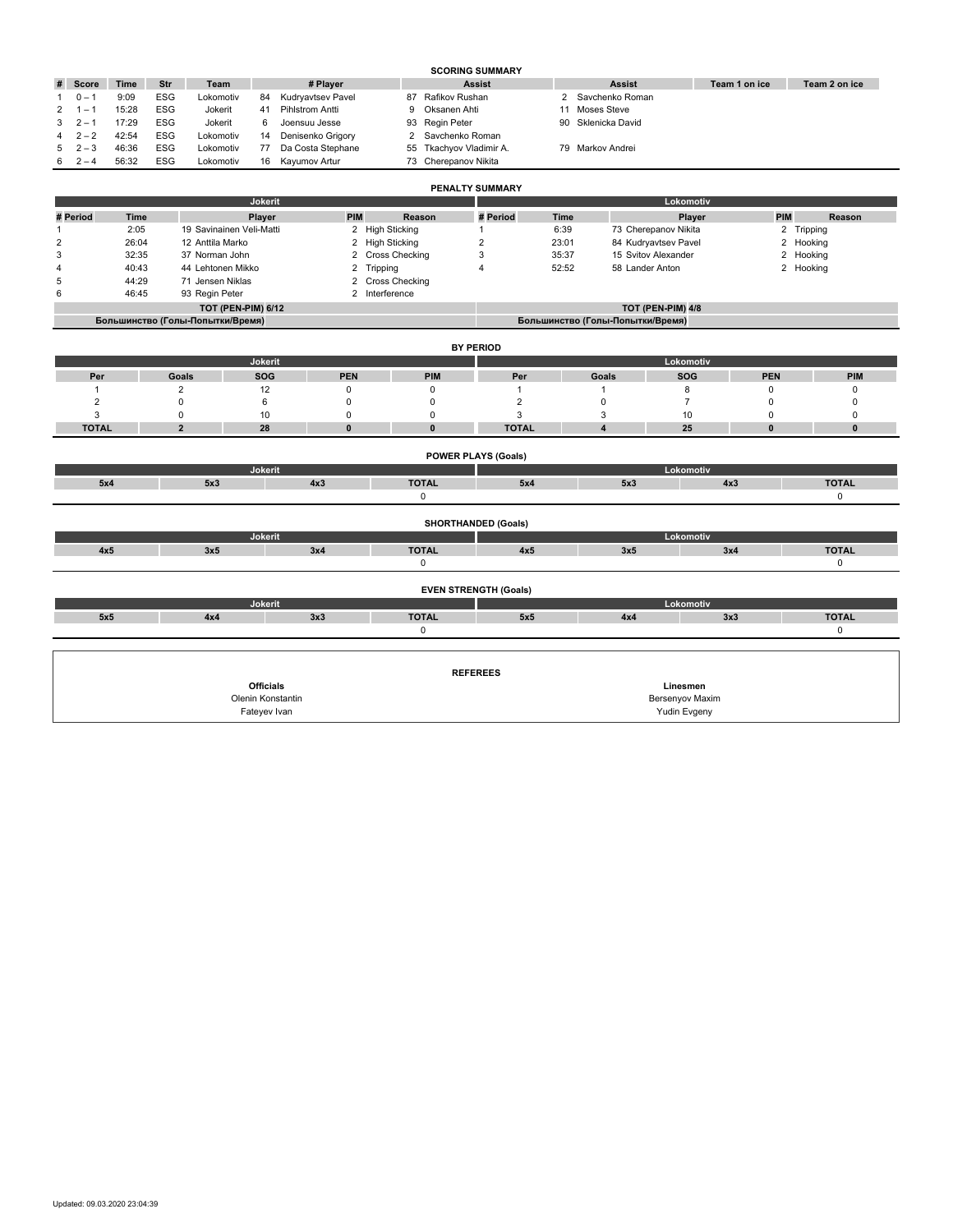## SCORING SUMMARY

| # | Score | Time | Str | Team | # Player | Assist | Assist | Team 1 on ice | Team 2 on ice |
|---|---|---|---|---|---|---|---|---|---|
| 1 | 0 – 1 | 9:09 | ESG | Lokomotiv | 84 Kudryavtsev Pavel | 87 Rafikov Rushan | 2 Savchenko Roman | | |
| 2 | 1 – 1 | 15:28 | ESG | Jokerit | 41 Pihlstrom Antti | 9 Oksanen Ahti | 11 Moses Steve | | |
| 3 | 2 – 1 | 17:29 | ESG | Jokerit | 6 Joensuu Jesse | 93 Regin Peter | 90 Sklenicka David | | |
| 4 | 2 – 2 | 42:54 | ESG | Lokomotiv | 14 Denisenko Grigory | 2 Savchenko Roman | | | |
| 5 | 2 – 3 | 46:36 | ESG | Lokomotiv | 77 Da Costa Stephane | 55 Tkachyov Vladimir A. | 79 Markov Andrei | | |
| 6 | 2 – 4 | 56:32 | ESG | Lokomotiv | 16 Kayumov Artur | 73 Cherepanov Nikita | | | |

## PENALTY SUMMARY

| Jokerit | | | | | Lokomotiv | | | | |
|---|---|---|---|---|---|---|---|---|---|
| # Period | Time | Player | PIM | Reason | # Period | Time | Player | PIM | Reason |
| 1 | 2:05 | 19 Savinainen Veli-Matti | 2 | High Sticking | 1 | 6:39 | 73 Cherepanov Nikita | 2 | Tripping |
| 2 | 26:04 | 12 Anttila Marko | 2 | High Sticking | 2 | 23:01 | 84 Kudryavtsev Pavel | 2 | Hooking |
| 3 | 32:35 | 37 Norman John | 2 | Cross Checking | 3 | 35:37 | 15 Svitov Alexander | 2 | Hooking |
| 4 | 40:43 | 44 Lehtonen Mikko | 2 | Tripping | 4 | 52:52 | 58 Lander Anton | 2 | Hooking |
| 5 | 44:29 | 71 Jensen Niklas | 2 | Cross Checking | | | | | |
| 6 | 46:45 | 93 Regin Peter | 2 | Interference | | | | | |
| TOT (PEN-PIM) 6/12 | | | | | TOT (PEN-PIM) 4/8 | | | | |
| Большинство (Голы-Попытки/Время) | | | | | Большинство (Голы-Попытки/Время) | | | | |

## BY PERIOD

| Jokerit | | | | | Lokomotiv | | | | |
|---|---|---|---|---|---|---|---|---|---|
| Per | Goals | SOG | PEN | PIM | Per | Goals | SOG | PEN | PIM |
| 1 | 2 | 12 | 0 | 0 | 1 | 1 | 8 | 0 | 0 |
| 2 | 0 | 6 | 0 | 0 | 2 | 0 | 7 | 0 | 0 |
| 3 | 0 | 10 | 0 | 0 | 3 | 3 | 10 | 0 | 0 |
| **TOTAL** | **2** | **28** | **0** | **0** | **TOTAL** | **4** | **25** | **0** | **0** |

## POWER PLAYS (Goals)

| Jokerit | | | | Lokomotiv | | | |
|---|---|---|---|---|---|---|---|
| 5x4 | 5x3 | 4x3 | TOTAL | 5x4 | 5x3 | 4x3 | TOTAL |
| | | | 0 | | | | 0 |

## SHORTHANDED (Goals)

| Jokerit | | | | Lokomotiv | | | |
|---|---|---|---|---|---|---|---|
| 4x5 | 3x5 | 3x4 | TOTAL | 4x5 | 3x5 | 3x4 | TOTAL |
| | | | 0 | | | | 0 |

## EVEN STRENGTH (Goals)

| Jokerit | | | | Lokomotiv | | | |
|---|---|---|---|---|---|---|---|
| 5x5 | 4x4 | 3x3 | TOTAL | 5x5 | 4x4 | 3x3 | TOTAL |
| | | | 0 | | | | 0 |

## REFEREES

| Officials | Linesmen |
|---|---|
| Olenin Konstantin | Bersenyov Maxim |
| Fateyev Ivan | Yudin Evgeny |

Updated: 09.03.2020 23:04:39